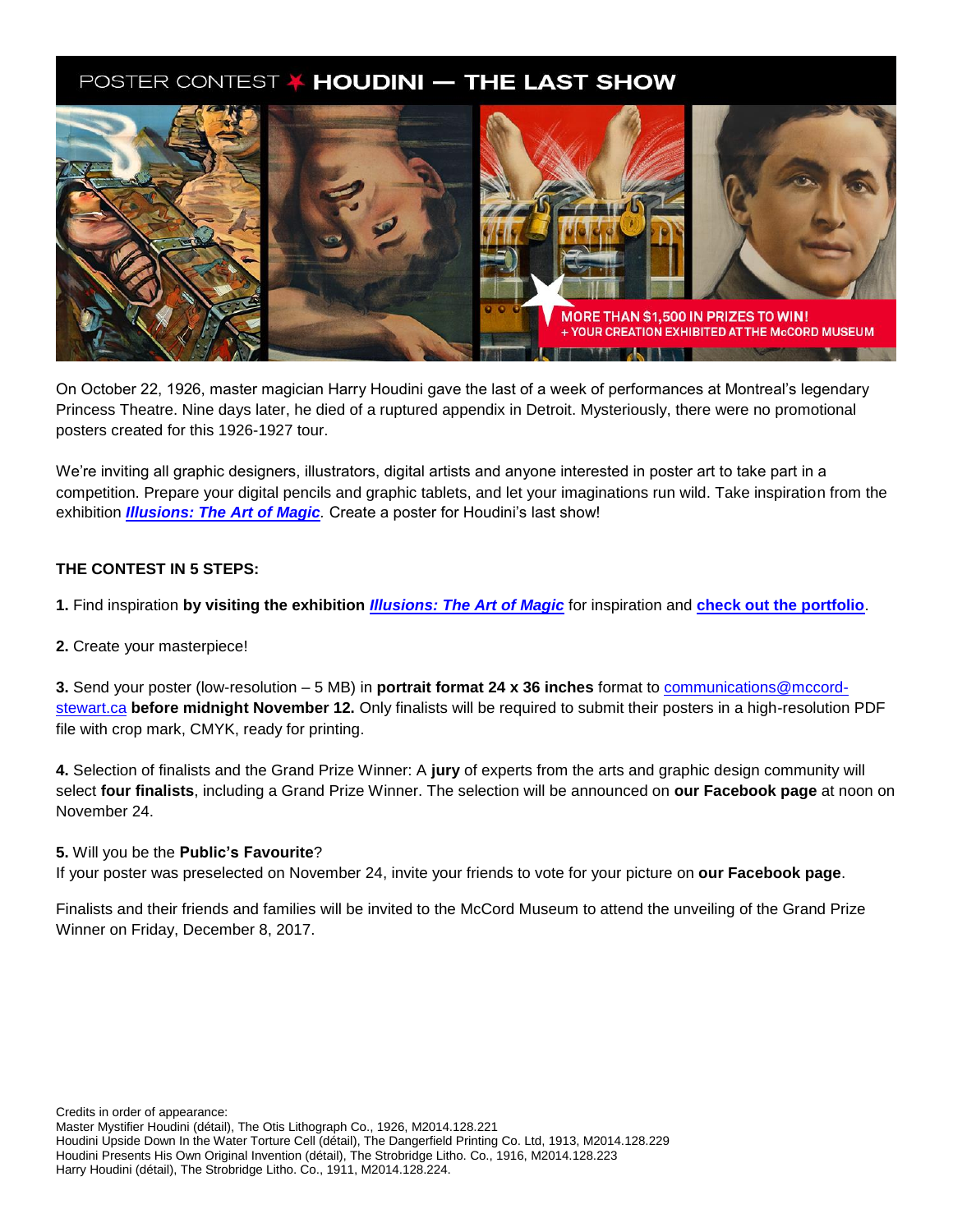# POSTER CONTEST ✶ HOUDINI — THE LAST SHOW

MORE THAN $1,500 IN PRIZES TO WIN!
+ YOUR CREATION EXHIBITED AT THE McCORD MUSEUM

On October 22, 1926, master magician Harry Houdini gave the last of a week of performances at Montreal's legendary Princess Theatre. Nine days later, he died of a ruptured appendix in Detroit. Mysteriously, there were no promotional posters created for this 1926-1927 tour.

We're inviting all graphic designers, illustrators, digital artists and anyone interested in poster art to take part in a competition. Prepare your digital pencils and graphic tablets, and let your imaginations run wild. Take inspiration from the exhibition ***Illusions: The Art of Magic***. Create a poster for Houdini's last show!

**THE CONTEST IN 5 STEPS:**

**1.** Find inspiration **by visiting the exhibition *Illusions: The Art of Magic*** for inspiration and **check out the portfolio**.

**2.** Create your masterpiece!

**3.** Send your poster (low-resolution – 5 MB) in **portrait format 24 x 36 inches** format to communications@mccord-stewart.ca **before midnight November 12.** Only finalists will be required to submit their posters in a high-resolution PDF file with crop mark, CMYK, ready for printing.

**4.** Selection of finalists and the Grand Prize Winner: A **jury** of experts from the arts and graphic design community will select **four finalists**, including a Grand Prize Winner. The selection will be announced on **our Facebook page** at noon on November 24.

**5.** Will you be the **Public's Favourite**?
If your poster was preselected on November 24, invite your friends to vote for your picture on **our Facebook page**.

Finalists and their friends and families will be invited to the McCord Museum to attend the unveiling of the Grand Prize Winner on Friday, December 8, 2017.

Credits in order of appearance:
Master Mystifier Houdini (détail), The Otis Lithograph Co., 1926, M2014.128.221
Houdini Upside Down In the Water Torture Cell (détail), The Dangerfield Printing Co. Ltd, 1913, M2014.128.229
Houdini Presents His Own Original Invention (détail), The Strobridge Litho. Co., 1916, M2014.128.223
Harry Houdini (détail), The Strobridge Litho. Co., 1911, M2014.128.224.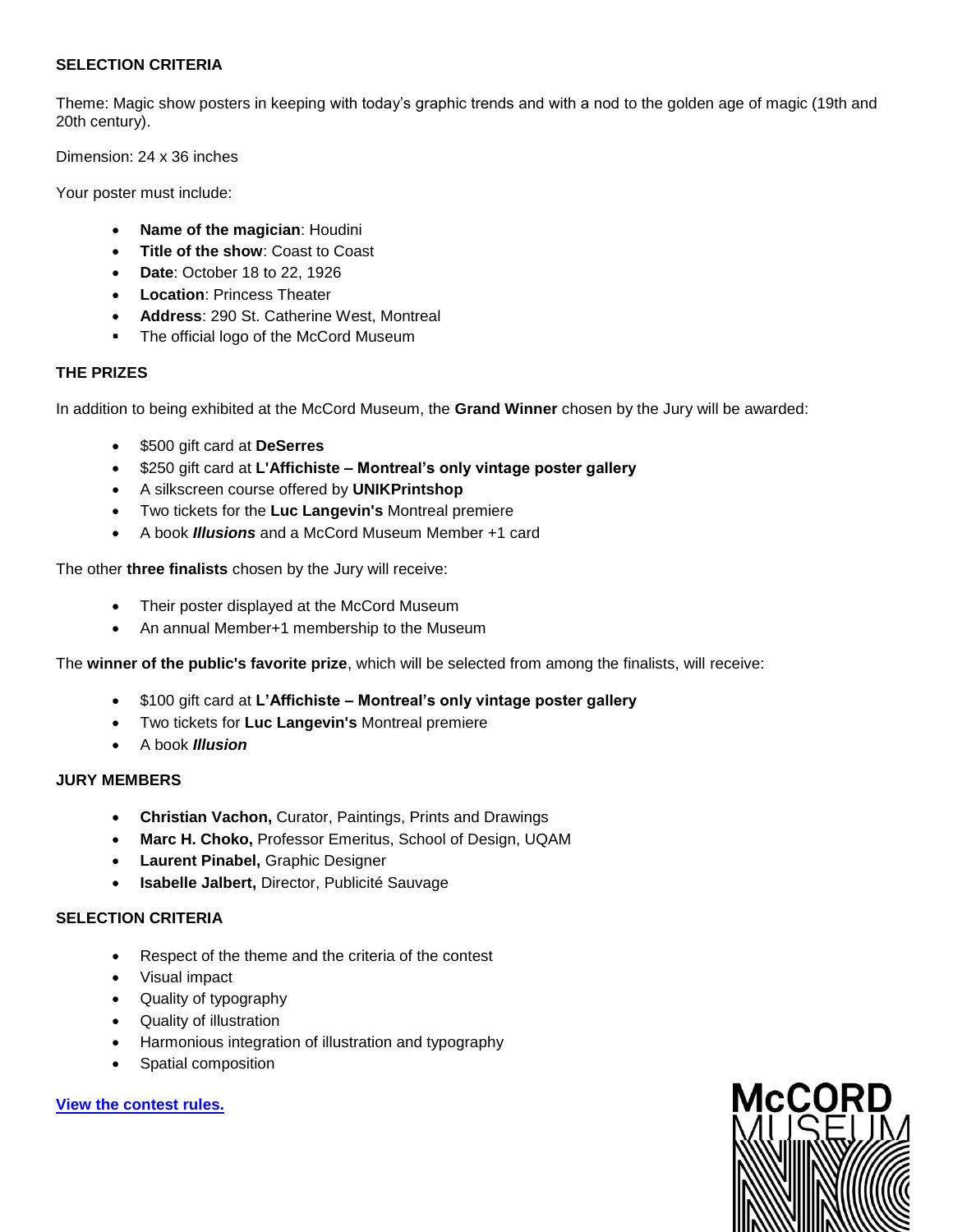## SELECTION CRITERIA

Theme: Magic show posters in keeping with today's graphic trends and with a nod to the golden age of magic (19th and 20th century).

Dimension: 24 x 36 inches

Your poster must include:

- **Name of the magician**: Houdini
- **Title of the show**: Coast to Coast
- **Date**: October 18 to 22, 1926
- **Location**: Princess Theater
- **Address**: 290 St. Catherine West, Montreal
- The official logo of the McCord Museum

## THE PRIZES

In addition to being exhibited at the McCord Museum, the **Grand Winner** chosen by the Jury will be awarded:

- $500 gift card at **DeSerres**
- $250 gift card at **L'Affichiste – Montreal's only vintage poster gallery**
- A silkscreen course offered by **UNIKPrintshop**
- Two tickets for the **Luc Langevin's** Montreal premiere
- A book ***Illusions*** and a McCord Museum Member +1 card

The other **three finalists** chosen by the Jury will receive:

- Their poster displayed at the McCord Museum
- An annual Member+1 membership to the Museum

The **winner of the public's favorite prize**, which will be selected from among the finalists, will receive:

- $100 gift card at **L'Affichiste – Montreal's only vintage poster gallery**
- Two tickets for **Luc Langevin's** Montreal premiere
- A book ***Illusion***

## JURY MEMBERS

- **Christian Vachon,** Curator, Paintings, Prints and Drawings
- **Marc H. Choko,** Professor Emeritus, School of Design, UQAM
- **Laurent Pinabel,** Graphic Designer
- **Isabelle Jalbert,** Director, Publicité Sauvage

## SELECTION CRITERIA

- Respect of the theme and the criteria of the contest
- Visual impact
- Quality of typography
- Quality of illustration
- Harmonious integration of illustration and typography
- Spatial composition

**View the contest rules.**

McCORD MUSEUM